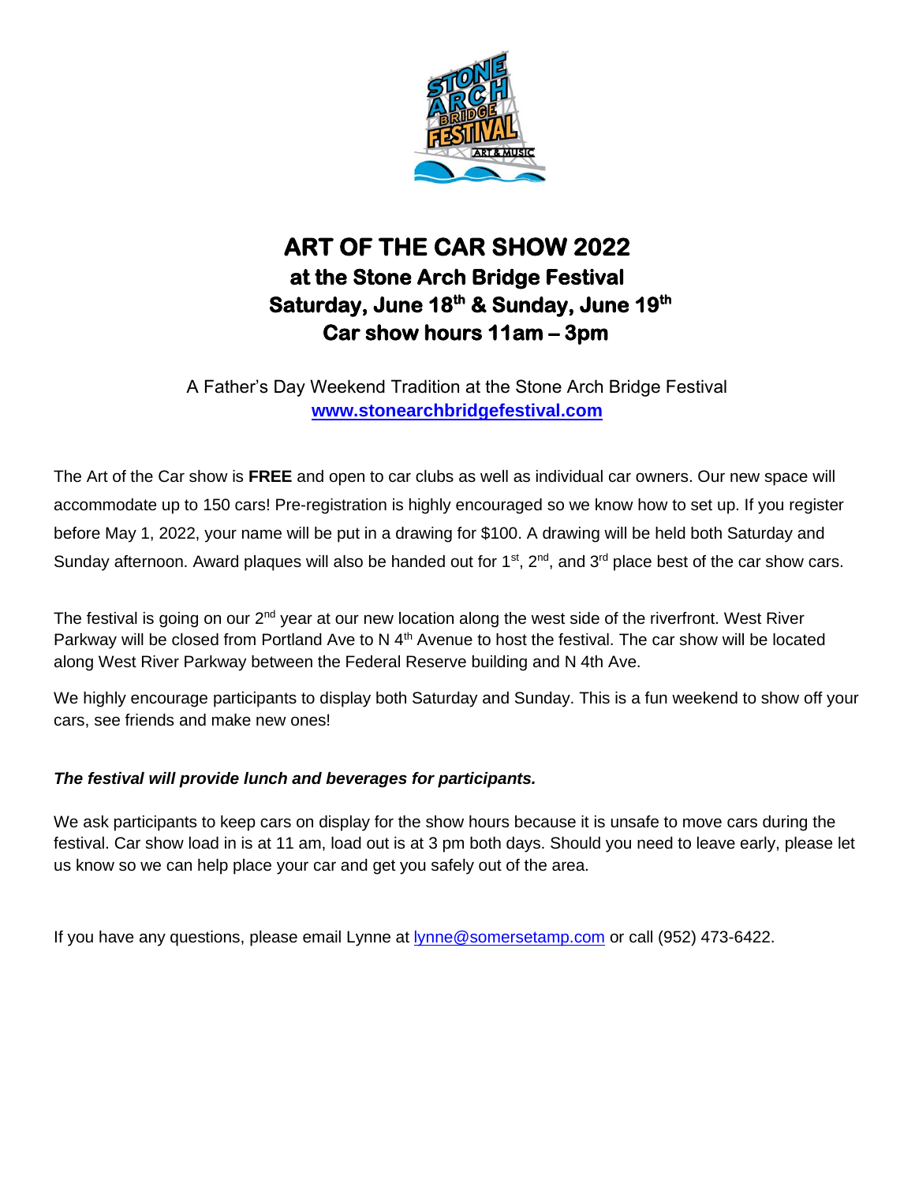# ART OF THE CAR SHOW 2022

## at the Stone Arch Bridge Festival

## Saturday, June 18th & Sunday, June 19th

## Car show hours 11am – 3pm

A Father's Day Weekend Tradition at the Stone Arch Bridge Festival
**www.stonearchbridgefestival.com**

The Art of the Car show is **FREE** and open to car clubs as well as individual car owners. Our new space will accommodate up to 150 cars! Pre-registration is highly encouraged so we know how to set up. If you register before May 1, 2022, your name will be put in a drawing for $100. A drawing will be held both Saturday and Sunday afternoon. Award plaques will also be handed out for 1st, 2nd, and 3rd place best of the car show cars.

The festival is going on our 2nd year at our new location along the west side of the riverfront. West River Parkway will be closed from Portland Ave to N 4th Avenue to host the festival. The car show will be located along West River Parkway between the Federal Reserve building and N 4th Ave.

We highly encourage participants to display both Saturday and Sunday. This is a fun weekend to show off your cars, see friends and make new ones!

***The festival will provide lunch and beverages for participants.***

We ask participants to keep cars on display for the show hours because it is unsafe to move cars during the festival. Car show load in is at 11 am, load out is at 3 pm both days. Should you need to leave early, please let us know so we can help place your car and get you safely out of the area.

If you have any questions, please email Lynne at lynne@somersetamp.com or call (952) 473-6422.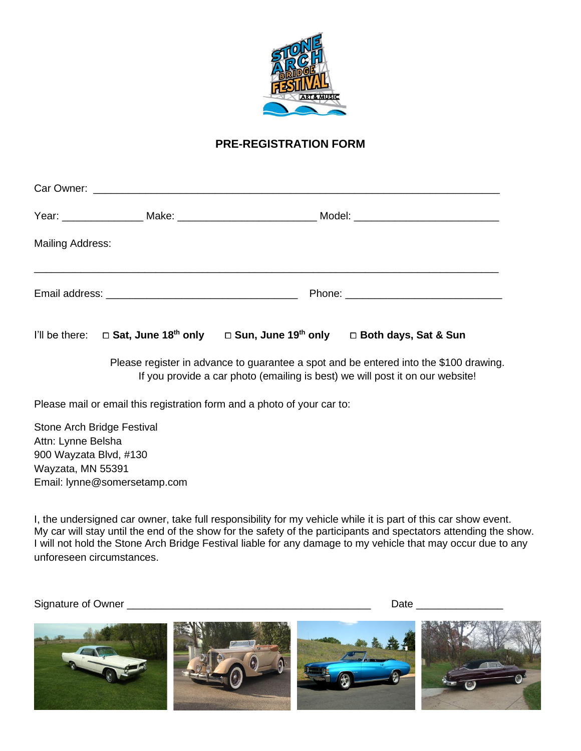## PRE-REGISTRATION FORM

Car Owner: ______________________________________________________________

Year: ____________ Make: _____________________ Model: ____________________

Mailing Address:

______________________________________________________________________

Email address: ____________________________ Phone: _______________________

I'll be there: ☐ **Sat, June 18th only** ☐ **Sun, June 19th only** ☐ **Both days, Sat & Sun**

Please register in advance to guarantee a spot and be entered into the $100 drawing.
If you provide a car photo (emailing is best) we will post it on our website!

Please mail or email this registration form and a photo of your car to:

Stone Arch Bridge Festival
Attn: Lynne Belsha
900 Wayzata Blvd, #130
Wayzata, MN 55391
Email: lynne@somersetamp.com

I, the undersigned car owner, take full responsibility for my vehicle while it is part of this car show event. My car will stay until the end of the show for the safety of the participants and spectators attending the show. I will not hold the Stone Arch Bridge Festival liable for any damage to my vehicle that may occur due to any unforeseen circumstances.

Signature of Owner ____________________________________ Date _____________